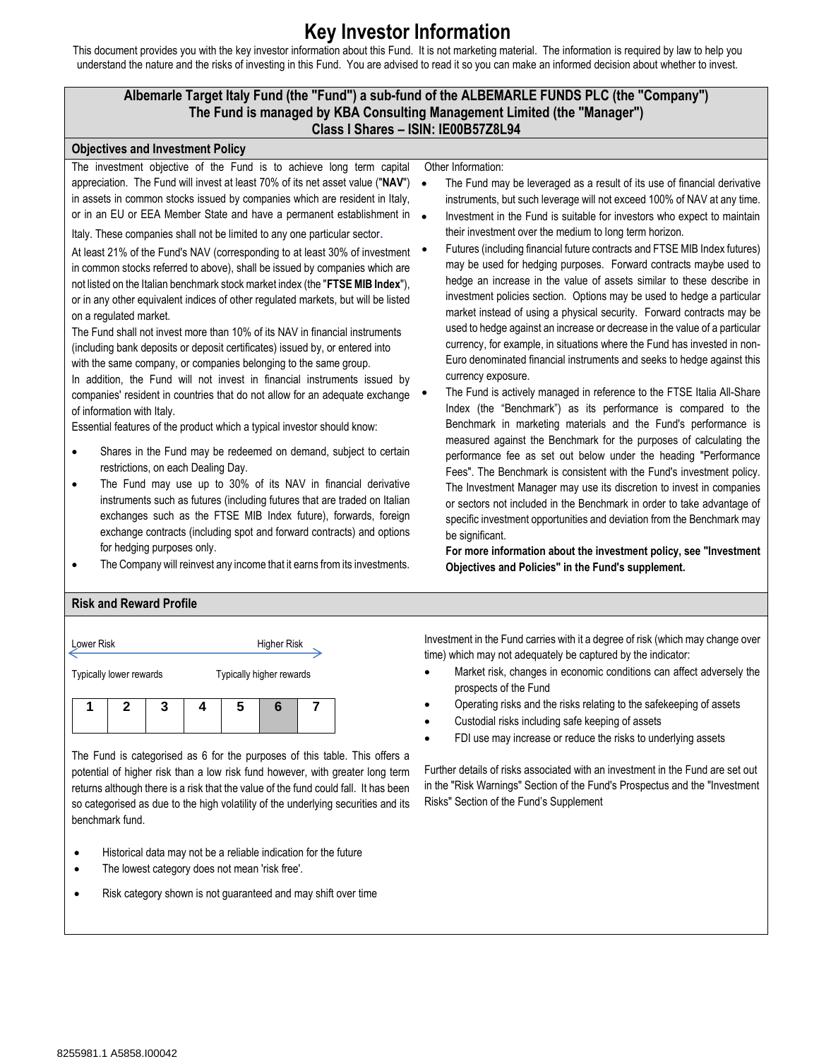# Key Investor Information

This document provides you with the key investor information about this Fund. It is not marketing material. The information is required by law to help you understand the nature and the risks of investing in this Fund. You are advised to read it so you can make an informed decision about whether to invest.

**Albemarle Target Italy Fund (the "Fund") a sub-fund of the ALBEMARLE FUNDS PLC (the "Company")**
**The Fund is managed by KBA Consulting Management Limited (the "Manager")**
**Class I Shares – ISIN: IE00B57Z8L94**

## Objectives and Investment Policy

The investment objective of the Fund is to achieve long term capital appreciation. The Fund will invest at least 70% of its net asset value ("**NAV**") in assets in common stocks issued by companies which are resident in Italy, or in an EU or EEA Member State and have a permanent establishment in Italy. These companies shall not be limited to any one particular sector.

At least 21% of the Fund's NAV (corresponding to at least 30% of investment in common stocks referred to above), shall be issued by companies which are not listed on the Italian benchmark stock market index (the "**FTSE MIB Index**"), or in any other equivalent indices of other regulated markets, but will be listed on a regulated market.

The Fund shall not invest more than 10% of its NAV in financial instruments (including bank deposits or deposit certificates) issued by, or entered into with the same company, or companies belonging to the same group.

In addition, the Fund will not invest in financial instruments issued by companies' resident in countries that do not allow for an adequate exchange of information with Italy.

Essential features of the product which a typical investor should know:

- Shares in the Fund may be redeemed on demand, subject to certain restrictions, on each Dealing Day.
- The Fund may use up to 30% of its NAV in financial derivative instruments such as futures (including futures that are traded on Italian exchanges such as the FTSE MIB Index future), forwards, foreign exchange contracts (including spot and forward contracts) and options for hedging purposes only.
- The Company will reinvest any income that it earns from its investments.

Other Information:

- The Fund may be leveraged as a result of its use of financial derivative instruments, but such leverage will not exceed 100% of NAV at any time.
- Investment in the Fund is suitable for investors who expect to maintain their investment over the medium to long term horizon.
- Futures (including financial future contracts and FTSE MIB Index futures) may be used for hedging purposes. Forward contracts maybe used to hedge an increase in the value of assets similar to these describe in investment policies section. Options may be used to hedge a particular market instead of using a physical security. Forward contracts may be used to hedge against an increase or decrease in the value of a particular currency, for example, in situations where the Fund has invested in non-Euro denominated financial instruments and seeks to hedge against this currency exposure.
- The Fund is actively managed in reference to the FTSE Italia All-Share Index (the "Benchmark") as its performance is compared to the Benchmark in marketing materials and the Fund's performance is measured against the Benchmark for the purposes of calculating the performance fee as set out below under the heading "Performance Fees". The Benchmark is consistent with the Fund's investment policy. The Investment Manager may use its discretion to invest in companies or sectors not included in the Benchmark in order to take advantage of specific investment opportunities and deviation from the Benchmark may be significant.

  **For more information about the investment policy, see "Investment Objectives and Policies" in the Fund's supplement.**

## Risk and Reward Profile

Lower Risk — Higher Risk

Typically lower rewards — Typically higher rewards

| 1 | 2 | 3 | 4 | 5 | **6** | 7 |
|---|---|---|---|---|---|---|

The Fund is categorised as 6 for the purposes of this table. This offers a potential of higher risk than a low risk fund however, with greater long term returns although there is a risk that the value of the fund could fall. It has been so categorised as due to the high volatility of the underlying securities and its benchmark fund.

- Historical data may not be a reliable indication for the future
- The lowest category does not mean 'risk free'.
- Risk category shown is not guaranteed and may shift over time

Investment in the Fund carries with it a degree of risk (which may change over time) which may not adequately be captured by the indicator:

- Market risk, changes in economic conditions can affect adversely the prospects of the Fund
- Operating risks and the risks relating to the safekeeping of assets
- Custodial risks including safe keeping of assets
- FDI use may increase or reduce the risks to underlying assets

Further details of risks associated with an investment in the Fund are set out in the "Risk Warnings" Section of the Fund's Prospectus and the "Investment Risks" Section of the Fund's Supplement

8255981.1 A5858.I00042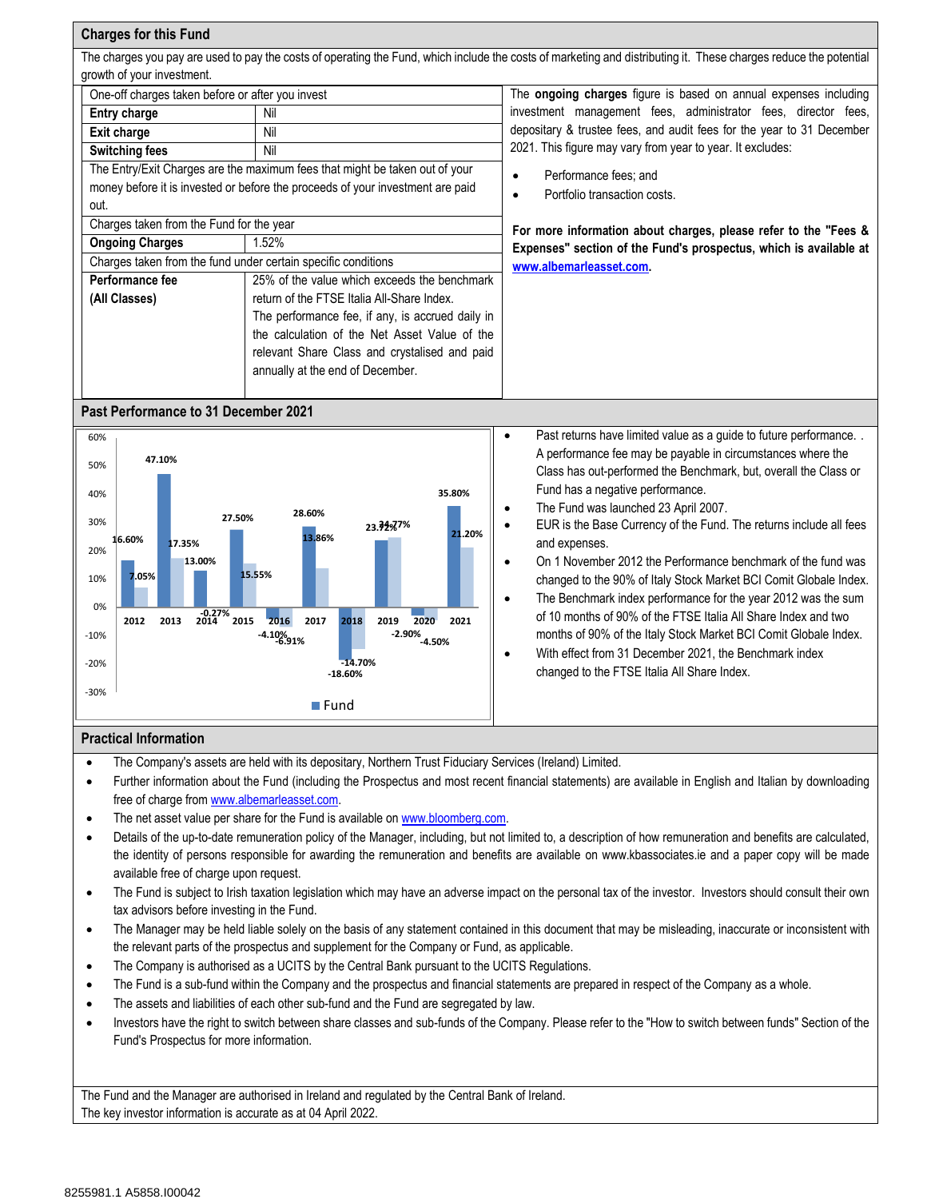## Charges for this Fund

The charges you pay are used to pay the costs of operating the Fund, which include the costs of marketing and distributing it. These charges reduce the potential growth of your investment.

| One-off charges taken before or after you invest | |
|---|---|
| **Entry charge** | Nil |
| **Exit charge** | Nil |
| **Switching fees** | Nil |
| The Entry/Exit Charges are the maximum fees that might be taken out of your money before it is invested or before the proceeds of your investment are paid out. | |
| Charges taken from the Fund for the year | |
| **Ongoing Charges** | 1.52% |
| Charges taken from the fund under certain specific conditions | |
| **Performance fee (All Classes)** | 25% of the value which exceeds the benchmark return of the FTSE Italia All-Share Index. The performance fee, if any, is accrued daily in the calculation of the Net Asset Value of the relevant Share Class and crystalised and paid annually at the end of December. |

The **ongoing charges** figure is based on annual expenses including investment management fees, administrator fees, director fees, depositary & trustee fees, and audit fees for the year to 31 December 2021. This figure may vary from year to year. It excludes:

- Performance fees; and
- Portfolio transaction costs.

**For more information about charges, please refer to the "Fees & Expenses" section of the Fund's prospectus, which is available at www.albemarleasset.com.**

## Past Performance to 31 December 2021

60%
50%
40%
30%
20%
10%
0%
-10%
-20%
-30%

2012 2013 2014 2015 2016 2017 2018 2019 2020 2021

16.60% 7.05% 47.10% 17.35% 13.00% -0.27% 27.50% 15.55% -4.10% -6.91% 28.60% 13.86% -14.70% -18.60% 23.72% 24.77% -2.90% -4.50% 35.80% 21.20%

Fund

- Past returns have limited value as a guide to future performance. . A performance fee may be payable in circumstances where the Class has out-performed the Benchmark, but, overall the Class or Fund has a negative performance.
- The Fund was launched 23 April 2007.
- EUR is the Base Currency of the Fund. The returns include all fees and expenses.
- On 1 November 2012 the Performance benchmark of the fund was changed to the 90% of Italy Stock Market BCI Comit Globale Index.
- The Benchmark index performance for the year 2012 was the sum of 10 months of 90% of the FTSE Italia All Share Index and two months of 90% of the Italy Stock Market BCI Comit Globale Index.
- With effect from 31 December 2021, the Benchmark index changed to the FTSE Italia All Share Index.

## Practical Information

- The Company's assets are held with its depositary, Northern Trust Fiduciary Services (Ireland) Limited.
- Further information about the Fund (including the Prospectus and most recent financial statements) are available in English and Italian by downloading free of charge from www.albemarleasset.com.
- The net asset value per share for the Fund is available on www.bloomberg.com.
- Details of the up-to-date remuneration policy of the Manager, including, but not limited to, a description of how remuneration and benefits are calculated, the identity of persons responsible for awarding the remuneration and benefits are available on www.kbassociates.ie and a paper copy will be made available free of charge upon request.
- The Fund is subject to Irish taxation legislation which may have an adverse impact on the personal tax of the investor. Investors should consult their own tax advisors before investing in the Fund.
- The Manager may be held liable solely on the basis of any statement contained in this document that may be misleading, inaccurate or inconsistent with the relevant parts of the prospectus and supplement for the Company or Fund, as applicable.
- The Company is authorised as a UCITS by the Central Bank pursuant to the UCITS Regulations.
- The Fund is a sub-fund within the Company and the prospectus and financial statements are prepared in respect of the Company as a whole.
- The assets and liabilities of each other sub-fund and the Fund are segregated by law.
- Investors have the right to switch between share classes and sub-funds of the Company. Please refer to the "How to switch between funds" Section of the Fund's Prospectus for more information.

The Fund and the Manager are authorised in Ireland and regulated by the Central Bank of Ireland.
The key investor information is accurate as at 04 April 2022.

8255981.1 A5858.I00042